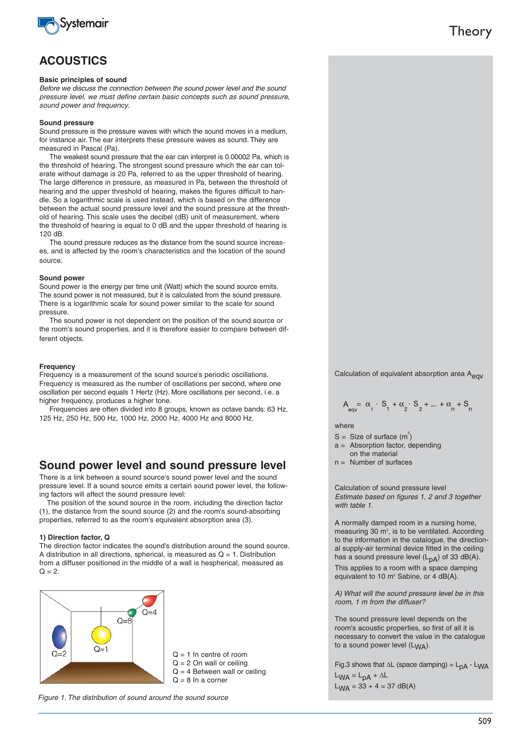# ACOUSTICS

### Basic principles of sound

*Before we discuss the connection between the sound power level and the sound pressure level, we must define certain basic concepts such as sound pressure, sound power and frequency.*

### Sound pressure

Sound pressure is the pressure waves with which the sound moves in a medium, for instance air. The ear interprets these pressure waves as sound. They are measured in Pascal (Pa).

The weakest sound pressure that the ear can interpret is 0.00002 Pa, which is the threshold of hearing. The strongest sound pressure which the ear can tolerate without damage is 20 Pa, referred to as the upper threshold of hearing. The large difference in pressure, as measured in Pa, between the threshold of hearing and the upper threshold of hearing, makes the figures difficult to handle. So a logarithmic scale is used instead, which is based on the difference between the actual sound pressure level and the sound pressure at the threshold of hearing. This scale uses the decibel (dB) unit of measurement, where the threshold of hearing is equal to 0 dB and the upper threshold of hearing is 120 dB.

The sound pressure reduces as the distance from the sound source increases, and is affected by the room's characteristics and the location of the sound source.

### Sound power

Sound power is the energy per time unit (Watt) which the sound source emits. The sound power is not measured, but it is calculated from the sound pressure. There is a logarithmic scale for sound power similar to the scale for sound pressure.

The sound power is not dependent on the position of the sound source or the room's sound properties, and it is therefore easier to compare between different objects.

### Frequency

Frequency is a measurement of the sound source's periodic oscillations. Frequency is measured as the number of oscillations per second, where one oscillation per second equals 1 Hertz (Hz). More oscillations per second, i.e. a higher frequency, produces a higher tone.

Frequencies are often divided into 8 groups, known as octave bands: 63 Hz, 125 Hz, 250 Hz, 500 Hz, 1000 Hz, 2000 Hz, 4000 Hz and 8000 Hz.

## Sound power level and sound pressure level

There is a link between a sound source's sound power level and the sound pressure level. If a sound source emits a certain sound power level, the following factors will affect the sound pressure level:

The position of the sound source in the room, including the direction factor (1), the distance from the sound source (2) and the room's sound-absorbing properties, referred to as the room's equivalent absorption area (3).

### 1) Direction factor, Q

The direction factor indicates the sound's distribution around the sound source. A distribution in all directions, spherical, is measured as Q = 1. Distribution from a diffuser positioned in the middle of a wall is hespherical, measured as Q = 2.

Q = 1 In centre of room
Q = 2 On wall or ceiling
Q = 4 Between wall or ceiling
Q = 8 In a corner

*Figure 1. The distribution of sound around the sound source*

Calculation of equivalent absorption area $A_{eqv}$

$$A_{eqv} = \alpha_1 \cdot S_1 + \alpha_2 \cdot S_2 + ... + \alpha_n + S_n$$

where

- S = Size of surface ($m^2$)
- a = Absorption factor, depending on the material
- n = Number of surfaces

Calculation of sound pressure level
*Estimate based on figures 1, 2 and 3 together with table 1.*

A normally damped room in a nursing home, measuring 30 $m^3$, is to be ventilated. According to the information in the catalogue, the directional supply-air terminal device fitted in the ceiling has a sound pressure level ($L_{pA}$) of 33 dB(A). This applies to a room with a space damping equivalent to 10 $m^2$ Sabine, or 4 dB(A).

*A) What will the sound pressure level be in this room, 1 m from the diffuser?*

The sound pressure level depends on the room's acoustic properties, so first of all it is necessary to convert the value in the catalogue to a sound power level ($L_{WA}$).

Fig.3 shows that $\Delta L$ (space damping) = $L_{pA} - L_{WA}$

$L_{WA} = L_{pA} + \Delta L$

$L_{WA} = 33 + 4 = 37$ dB(A)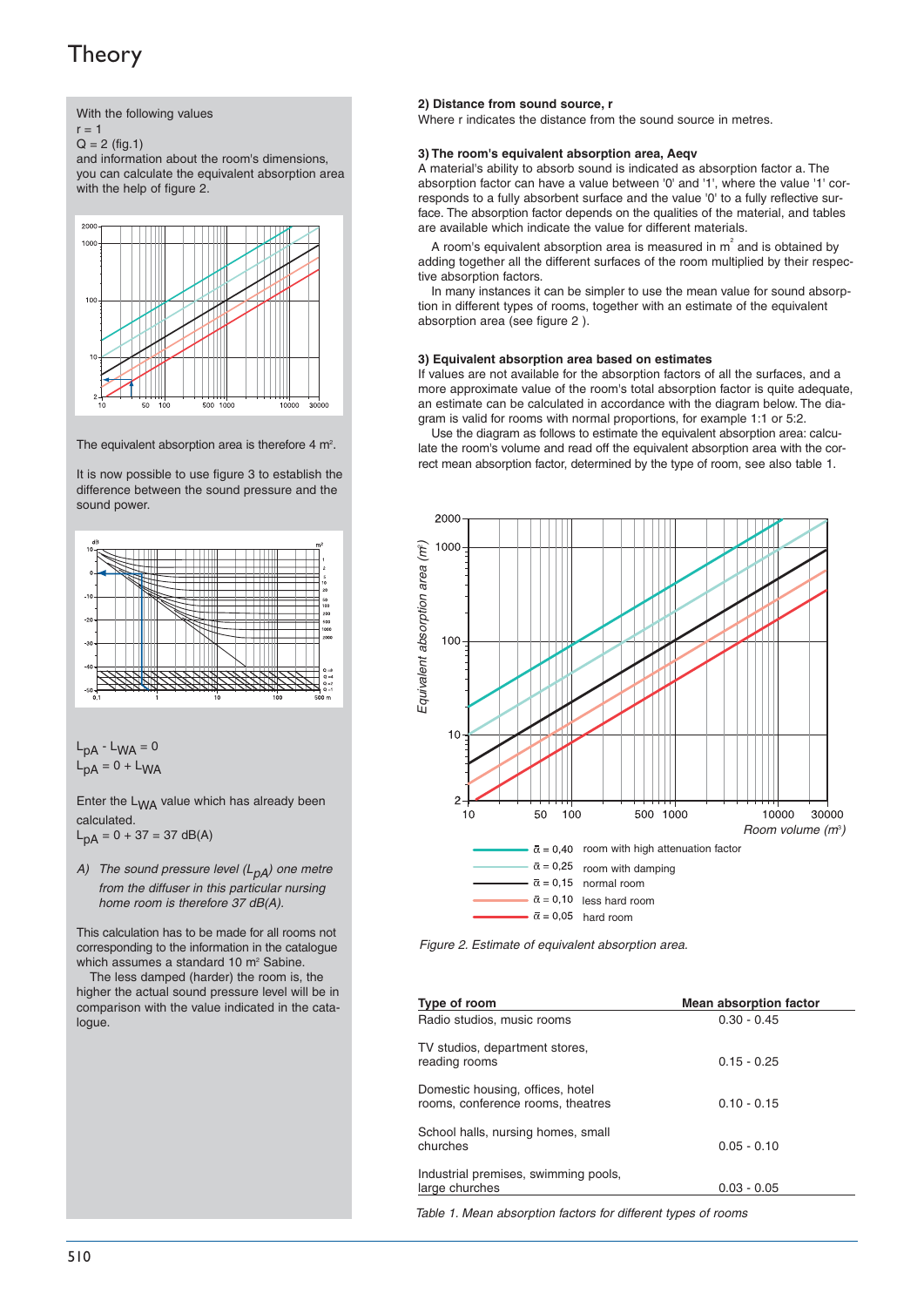# Theory

With the following values
r = 1
Q = 2 (fig.1)
and information about the room's dimensions, you can calculate the equivalent absorption area with the help of figure 2.

The equivalent absorption area is therefore 4 m².

It is now possible to use figure 3 to establish the difference between the sound pressure and the sound power.

$L_{pA} - L_{WA} = 0$
$L_{pA} = 0 + L_{WA}$

Enter the $L_{WA}$ value which has already been calculated.
$L_{pA} = 0 + 37 = 37$ dB(A)

*A) The sound pressure level ($L_{pA}$) one metre from the diffuser in this particular nursing home room is therefore 37 dB(A).*

This calculation has to be made for all rooms not corresponding to the information in the catalogue which assumes a standard 10 m² Sabine.

The less damped (harder) the room is, the higher the actual sound pressure level will be in comparison with the value indicated in the catalogue.

**2) Distance from sound source, r**
Where r indicates the distance from the sound source in metres.

**3) The room's equivalent absorption area, Aeqv**
A material's ability to absorb sound is indicated as absorption factor a. The absorption factor can have a value between '0' and '1', where the value '1' corresponds to a fully absorbent surface and the value '0' to a fully reflective surface. The absorption factor depends on the qualities of the material, and tables are available which indicate the value for different materials.

A room's equivalent absorption area is measured in m² and is obtained by adding together all the different surfaces of the room multiplied by their respective absorption factors.

In many instances it can be simpler to use the mean value for sound absorption in different types of rooms, together with an estimate of the equivalent absorption area (see figure 2 ).

**3) Equivalent absorption area based on estimates**
If values are not available for the absorption factors of all the surfaces, and a more approximate value of the room's total absorption factor is quite adequate, an estimate can be calculated in accordance with the diagram below. The diagram is valid for rooms with normal proportions, for example 1:1 or 5:2.

Use the diagram as follows to estimate the equivalent absorption area: calculate the room's volume and read off the equivalent absorption area with the correct mean absorption factor, determined by the type of room, see also table 1.

$\bar{\alpha} = 0,40$ room with high attenuation factor
$\bar{\alpha} = 0,25$ room with damping
$\bar{\alpha} = 0,15$ normal room
$\bar{\alpha} = 0,10$ less hard room
$\bar{\alpha} = 0,05$ hard room

*Figure 2. Estimate of equivalent absorption area.*

| Type of room | Mean absorption factor |
|---|---|
| Radio studios, music rooms | 0.30 - 0.45 |
| TV studios, department stores, reading rooms | 0.15 - 0.25 |
| Domestic housing, offices, hotel rooms, conference rooms, theatres | 0.10 - 0.15 |
| School halls, nursing homes, small churches | 0.05 - 0.10 |
| Industrial premises, swimming pools, large churches | 0.03 - 0.05 |

*Table 1. Mean absorption factors for different types of rooms*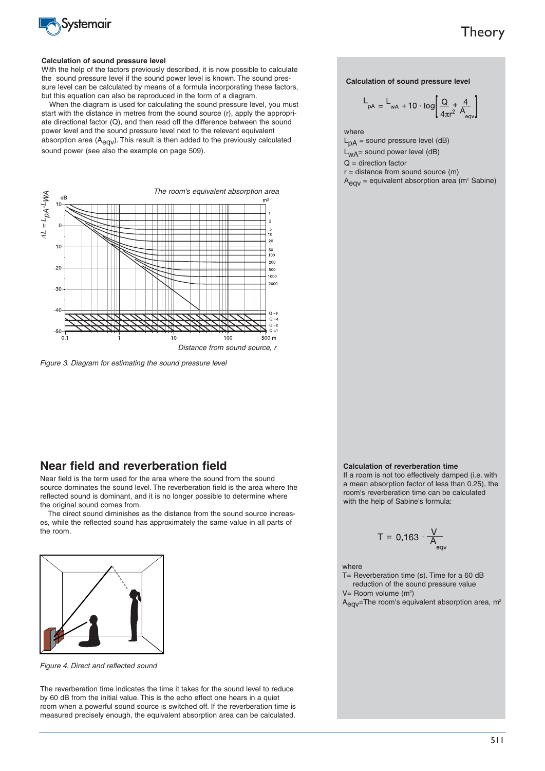### Calculation of sound pressure level

With the help of the factors previously described, it is now possible to calculate the sound pressure level if the sound power level is known. The sound pressure level can be calculated by means of a formula incorporating these factors, but this equation can also be reproduced in the form of a diagram.

When the diagram is used for calculating the sound pressure level, you must start with the distance in metres from the sound source (r), apply the appropriate directional factor (Q), and then read off the difference between the sound power level and the sound pressure level next to the relevant equivalent absorption area ($A_{eqv}$). This result is then added to the previously calculated sound power (see also the example on page 509).

*Figure 3. Diagram for estimating the sound pressure level*

### Calculation of sound pressure level

$$L_{pA} = L_{wA} + 10 \cdot \log\left[\frac{Q}{4\pi r^2} + \frac{4}{A_{eqv}}\right]$$

where

$L_{pA}$ = sound pressure level (dB)

$L_{wA}$ = sound power level (dB)

Q = direction factor

r = distance from sound source (m)

$A_{eqv}$ = equivalent absorption area ($m^2$ Sabine)

## Near field and reverberation field

Near field is the term used for the area where the sound from the sound source dominates the sound level. The reverberation field is the area where the reflected sound is dominant, and it is no longer possible to determine where the original sound comes from.

The direct sound diminishes as the distance from the sound source increases, while the reflected sound has approximately the same value in all parts of the room.

*Figure 4. Direct and reflected sound*

The reverberation time indicates the time it takes for the sound level to reduce by 60 dB from the initial value. This is the echo effect one hears in a quiet room when a powerful sound source is switched off. If the reverberation time is measured precisely enough, the equivalent absorption area can be calculated.

### Calculation of reverberation time

If a room is not too effectively damped (i.e. with a mean absorption factor of less than 0.25), the room's reverberation time can be calculated with the help of Sabine's formula:

$$T = 0{,}163 \cdot \frac{V}{A_{eqv}}$$

where

T= Reverberation time (s). Time for a 60 dB reduction of the sound pressure value

V= Room volume ($m^3$)

$A_{eqv}$=The room's equivalent absorption area, $m^2$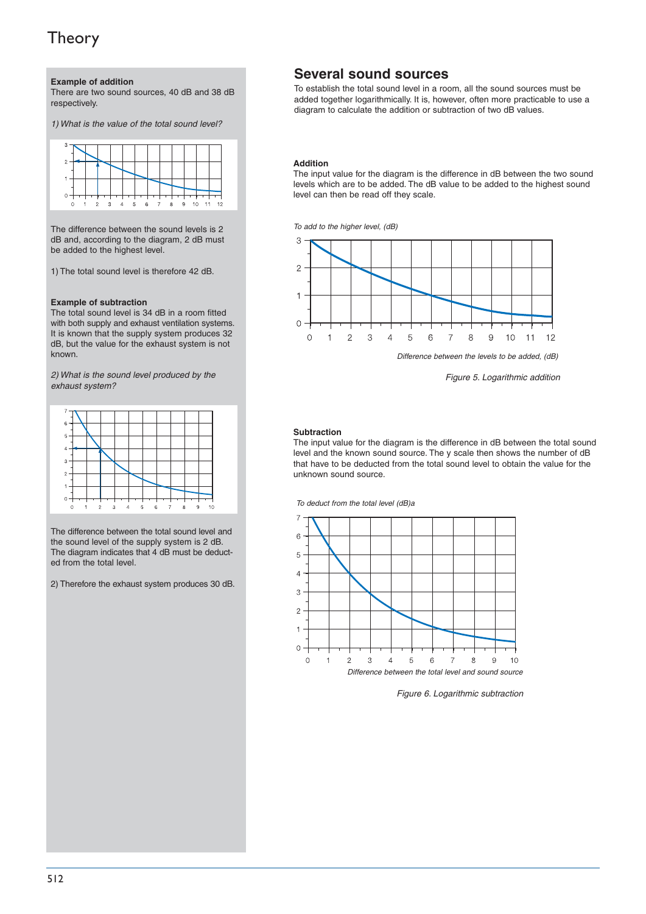# Theory

## Several sound sources

To establish the total sound level in a room, all the sound sources must be added together logarithmically. It is, however, often more practicable to use a diagram to calculate the addition or subtraction of two dB values.

**Addition**

The input value for the diagram is the difference in dB between the two sound levels which are to be added. The dB value to be added to the highest sound level can then be read off they scale.

*To add to the higher level, (dB)*

*Difference between the levels to be added, (dB)*

*Figure 5. Logarithmic addition*

**Subtraction**

The input value for the diagram is the difference in dB between the total sound level and the known sound source. The y scale then shows the number of dB that have to be deducted from the total sound level to obtain the value for the unknown sound source.

*To deduct from the total level (dB)a*

*Difference between the total level and sound source*

*Figure 6. Logarithmic subtraction*

**Example of addition**

There are two sound sources, 40 dB and 38 dB respectively.

*1) What is the value of the total sound level?*

The difference between the sound levels is 2 dB and, according to the diagram, 2 dB must be added to the highest level.

1) The total sound level is therefore 42 dB.

**Example of subtraction**

The total sound level is 34 dB in a room fitted with both supply and exhaust ventilation systems. It is known that the supply system produces 32 dB, but the value for the exhaust system is not known.

*2) What is the sound level produced by the exhaust system?*

The difference between the total sound level and the sound level of the supply system is 2 dB. The diagram indicates that 4 dB must be deducted from the total level.

2) Therefore the exhaust system produces 30 dB.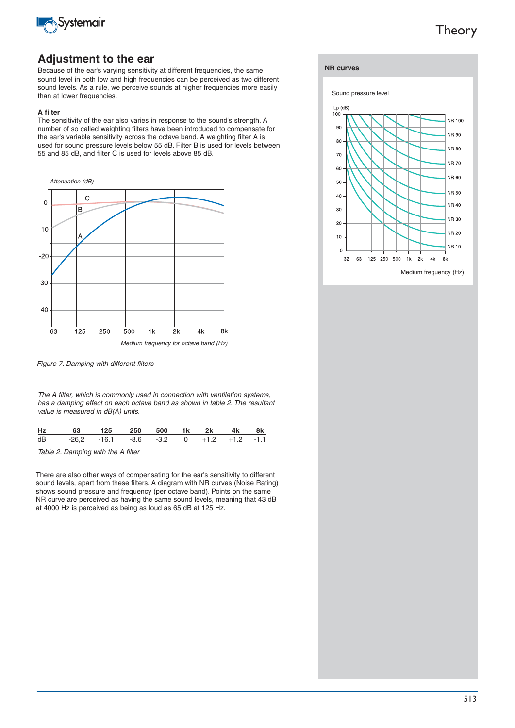## Adjustment to the ear

Because of the ear's varying sensitivity at different frequencies, the same sound level in both low and high frequencies can be perceived as two different sound levels. As a rule, we perceive sounds at higher frequencies more easily than at lower frequencies.

**A filter**

The sensitivity of the ear also varies in response to the sound's strength. A number of so called weighting filters have been introduced to compensate for the ear's variable sensitivity across the octave band. A weighting filter A is used for sound pressure levels below 55 dB. Filter B is used for levels between 55 and 85 dB, and filter C is used for levels above 85 dB.

*Figure 7. Damping with different filters*

*The A filter, which is commonly used in connection with ventilation systems, has a damping effect on each octave band as shown in table 2. The resultant value is measured in dB(A) units.*

| Hz | 63 | 125 | 250 | 500 | 1k | 2k | 4k | 8k |
|---|---|---|---|---|---|---|---|---|
| dB | -26,2 | -16.1 | -8.6 | -3.2 | 0 | +1.2 | +1.2 | -1.1 |

*Table 2. Damping with the A filter*

There are also other ways of compensating for the ear's sensitivity to different sound levels, apart from these filters. A diagram with NR curves (Noise Rating) shows sound pressure and frequency (per octave band). Points on the same NR curve are perceived as having the same sound levels, meaning that 43 dB at 4000 Hz is perceived as being as loud as 65 dB at 125 Hz.

**NR curves**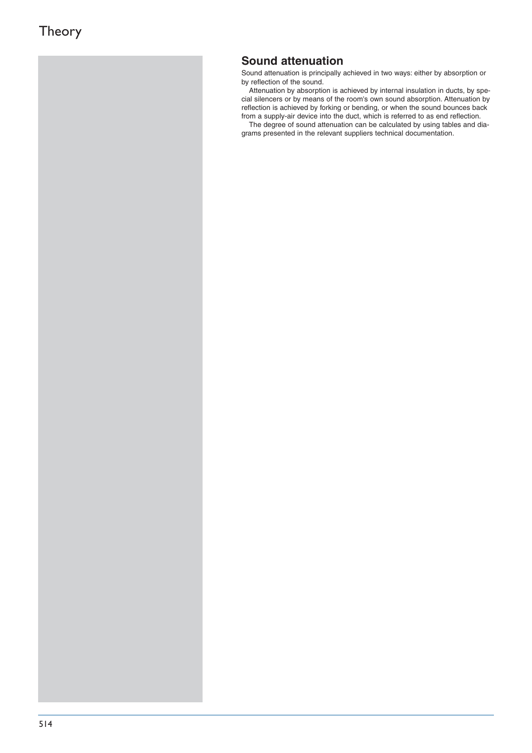## Sound attenuation

Sound attenuation is principally achieved in two ways: either by absorption or by reflection of the sound.

Attenuation by absorption is achieved by internal insulation in ducts, by special silencers or by means of the room's own sound absorption. Attenuation by reflection is achieved by forking or bending, or when the sound bounces back from a supply-air device into the duct, which is referred to as end reflection.

The degree of sound attenuation can be calculated by using tables and diagrams presented in the relevant suppliers technical documentation.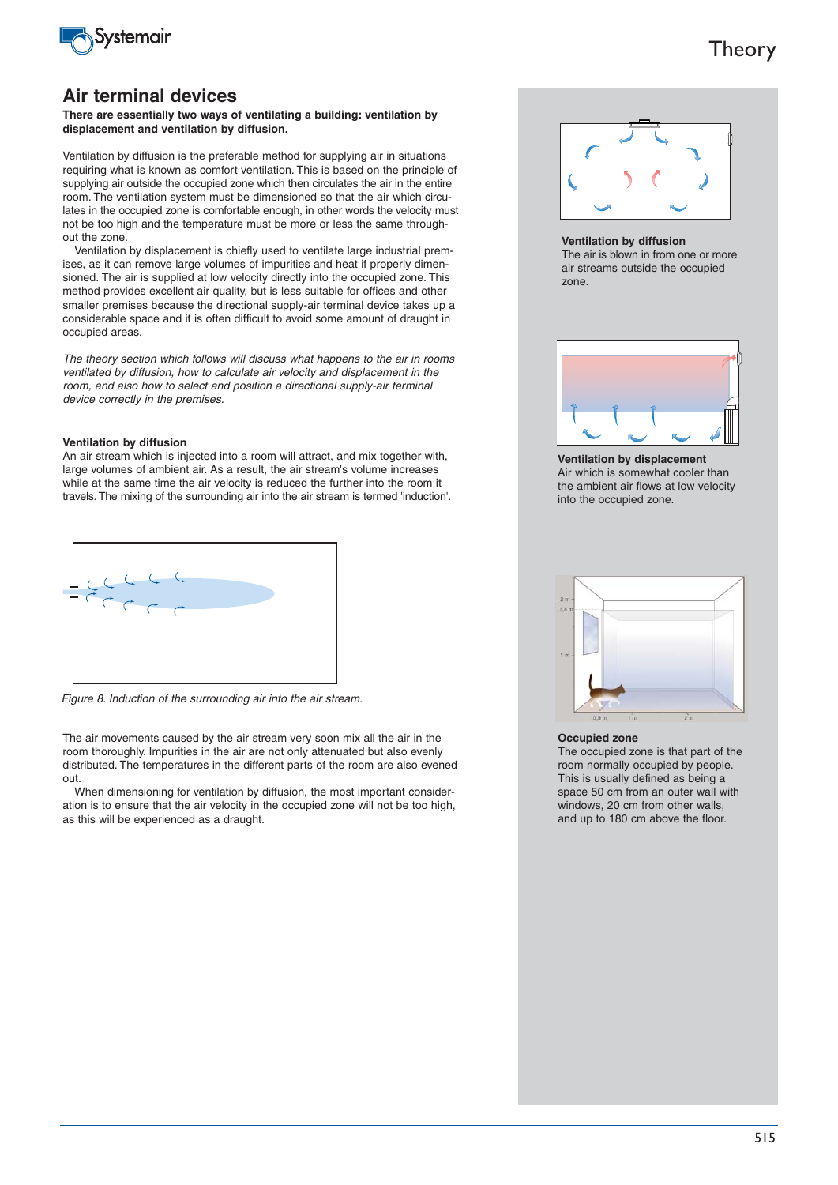# Air terminal devices

**There are essentially two ways of ventilating a building: ventilation by displacement and ventilation by diffusion.**

Ventilation by diffusion is the preferable method for supplying air in situations requiring what is known as comfort ventilation. This is based on the principle of supplying air outside the occupied zone which then circulates the air in the entire room. The ventilation system must be dimensioned so that the air which circulates in the occupied zone is comfortable enough, in other words the velocity must not be too high and the temperature must be more or less the same throughout the zone.

Ventilation by displacement is chiefly used to ventilate large industrial premises, as it can remove large volumes of impurities and heat if properly dimensioned. The air is supplied at low velocity directly into the occupied zone. This method provides excellent air quality, but is less suitable for offices and other smaller premises because the directional supply-air terminal device takes up a considerable space and it is often difficult to avoid some amount of draught in occupied areas.

*The theory section which follows will discuss what happens to the air in rooms ventilated by diffusion, how to calculate air velocity and displacement in the room, and also how to select and position a directional supply-air terminal device correctly in the premises.*

### Ventilation by diffusion

An air stream which is injected into a room will attract, and mix together with, large volumes of ambient air. As a result, the air stream's volume increases while at the same time the air velocity is reduced the further into the room it travels. The mixing of the surrounding air into the air stream is termed 'induction'.

*Figure 8. Induction of the surrounding air into the air stream.*

The air movements caused by the air stream very soon mix all the air in the room thoroughly. Impurities in the air are not only attenuated but also evenly distributed. The temperatures in the different parts of the room are also evened out.

When dimensioning for ventilation by diffusion, the most important consideration is to ensure that the air velocity in the occupied zone will not be too high, as this will be experienced as a draught.

**Ventilation by diffusion**
The air is blown in from one or more air streams outside the occupied zone.

**Ventilation by displacement**
Air which is somewhat cooler than the ambient air flows at low velocity into the occupied zone.

**Occupied zone**
The occupied zone is that part of the room normally occupied by people. This is usually defined as being a space 50 cm from an outer wall with windows, 20 cm from other walls, and up to 180 cm above the floor.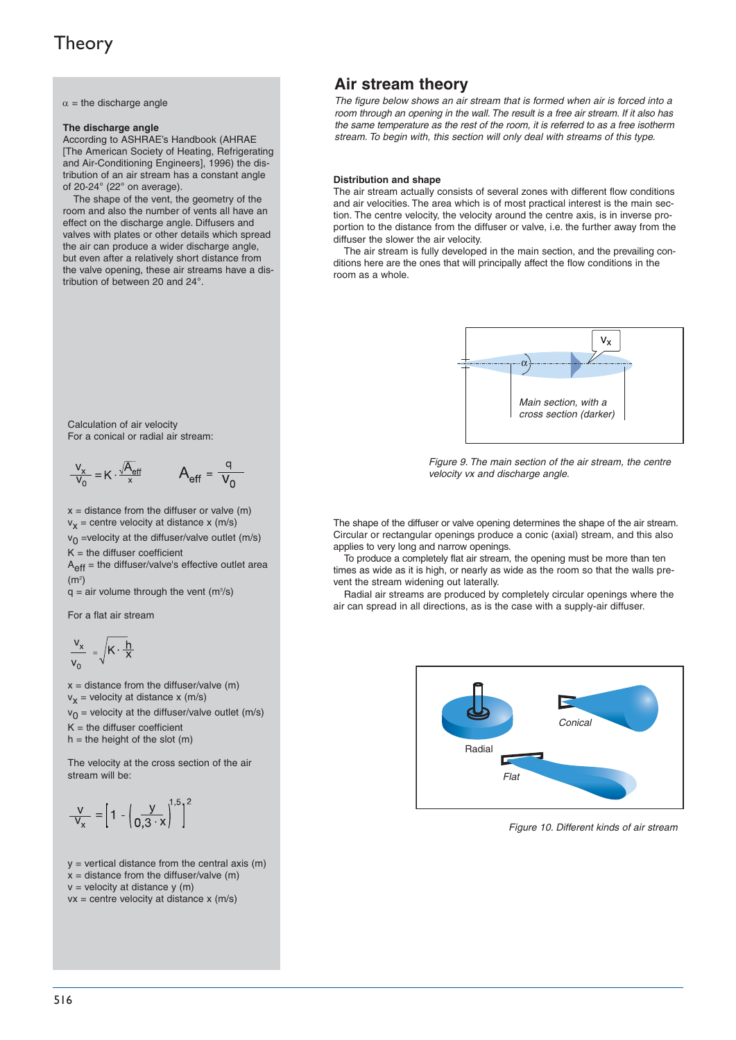# Theory

$\alpha$ = the discharge angle

**The discharge angle**
According to ASHRAE's Handbook (AHRAE [The American Society of Heating, Refrigerating and Air-Conditioning Engineers], 1996) the distribution of an air stream has a constant angle of 20-24° (22° on average).

The shape of the vent, the geometry of the room and also the number of vents all have an effect on the discharge angle. Diffusers and valves with plates or other details which spread the air can produce a wider discharge angle, but even after a relatively short distance from the valve opening, these air streams have a distribution of between 20 and 24°.

Calculation of air velocity
For a conical or radial air stream:

$$\frac{v_x}{v_0} = K \cdot \frac{\sqrt{A_{eff}}}{x} \qquad A_{eff} = \frac{q}{v_0}$$

$x$ = distance from the diffuser or valve (m)
$v_x$ = centre velocity at distance x (m/s)
$v_0$ =velocity at the diffuser/valve outlet (m/s)
$K$ = the diffuser coefficient
$A_{eff}$ = the diffuser/valve's effective outlet area (m²)
$q$ = air volume through the vent (m³/s)

For a flat air stream

$$\frac{v_x}{v_0} = \sqrt{K \cdot \frac{h}{x}}$$

$x$ = distance from the diffuser/valve (m)
$v_x$ = velocity at distance x (m/s)
$v_0$ = velocity at the diffuser/valve outlet (m/s)
$K$ = the diffuser coefficient
$h$ = the height of the slot (m)

The velocity at the cross section of the air stream will be:

$$\frac{v}{v_x} = \left[1 - \left(\frac{y}{0{,}3 \cdot x}\right)^{1{,}5}\right]^2$$

$y$ = vertical distance from the central axis (m)
$x$ = distance from the diffuser/valve (m)
$v$ = velocity at distance y (m)
$v_x$ = centre velocity at distance x (m/s)

## Air stream theory

*The figure below shows an air stream that is formed when air is forced into a room through an opening in the wall. The result is a free air stream. If it also has the same temperature as the rest of the room, it is referred to as a free isotherm stream. To begin with, this section will only deal with streams of this type.*

**Distribution and shape**
The air stream actually consists of several zones with different flow conditions and air velocities. The area which is of most practical interest is the main section. The centre velocity, the velocity around the centre axis, is in inverse proportion to the distance from the diffuser or valve, i.e. the further away from the diffuser the slower the air velocity.

The air stream is fully developed in the main section, and the prevailing conditions here are the ones that will principally affect the flow conditions in the room as a whole.

*Figure 9. The main section of the air stream, the centre velocity vx and discharge angle.*

The shape of the diffuser or valve opening determines the shape of the air stream. Circular or rectangular openings produce a conic (axial) stream, and this also applies to very long and narrow openings.

To produce a completely flat air stream, the opening must be more than ten times as wide as it is high, or nearly as wide as the room so that the walls prevent the stream widening out laterally.

Radial air streams are produced by completely circular openings where the air can spread in all directions, as is the case with a supply-air diffuser.

*Figure 10. Different kinds of air stream*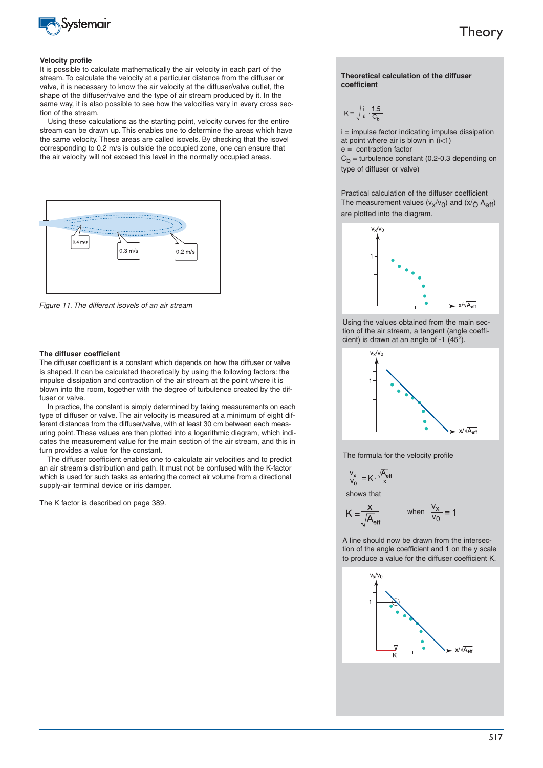# Theory

### Velocity profile

It is possible to calculate mathematically the air velocity in each part of the stream. To calculate the velocity at a particular distance from the diffuser or valve, it is necessary to know the air velocity at the diffuser/valve outlet, the shape of the diffuser/valve and the type of air stream produced by it. In the same way, it is also possible to see how the velocities vary in every cross section of the stream.

Using these calculations as the starting point, velocity curves for the entire stream can be drawn up. This enables one to determine the areas which have the same velocity. These areas are called isovels. By checking that the isovel corresponding to 0.2 m/s is outside the occupied zone, one can ensure that the air velocity will not exceed this level in the normally occupied areas.

*Figure 11. The different isovels of an air stream*

### The diffuser coefficient

The diffuser coefficient is a constant which depends on how the diffuser or valve is shaped. It can be calculated theoretically by using the following factors: the impulse dissipation and contraction of the air stream at the point where it is blown into the room, together with the degree of turbulence created by the diffuser or valve.

In practice, the constant is simply determined by taking measurements on each type of diffuser or valve. The air velocity is measured at a minimum of eight different distances from the diffuser/valve, with at least 30 cm between each measuring point. These values are then plotted into a logarithmic diagram, which indicates the measurement value for the main section of the air stream, and this in turn provides a value for the constant.

The diffuser coefficient enables one to calculate air velocities and to predict an air stream's distribution and path. It must not be confused with the K-factor which is used for such tasks as entering the correct air volume from a directional supply-air terminal device or iris damper.

The K factor is described on page 389.

### Theoretical calculation of the diffuser coefficient

$$K = \sqrt{\frac{i}{\varepsilon}} \cdot \frac{1{,}5}{C_b}$$

i = impulse factor indicating impulse dissipation at point where air is blown in (i<1)

e = contraction factor

$C_b$ = turbulence constant (0.2-0.3 depending on type of diffuser or valve)

Practical calculation of the diffuser coefficient
The measurement values ($v_x/v_0$) and ($x/\sqrt{A_{eff}}$) are plotted into the diagram.

Using the values obtained from the main section of the air stream, a tangent (angle coefficient) is drawn at an angle of -1 (45°).

The formula for the velocity profile

$$\frac{v_x}{v_0} = K \cdot \frac{\sqrt{A_{eff}}}{x}$$

shows that

$$K = \frac{x}{\sqrt{A_{eff}}} \qquad \text{when} \quad \frac{v_x}{v_0} = 1$$

A line should now be drawn from the intersection of the angle coefficient and 1 on the y scale to produce a value for the diffuser coefficient K.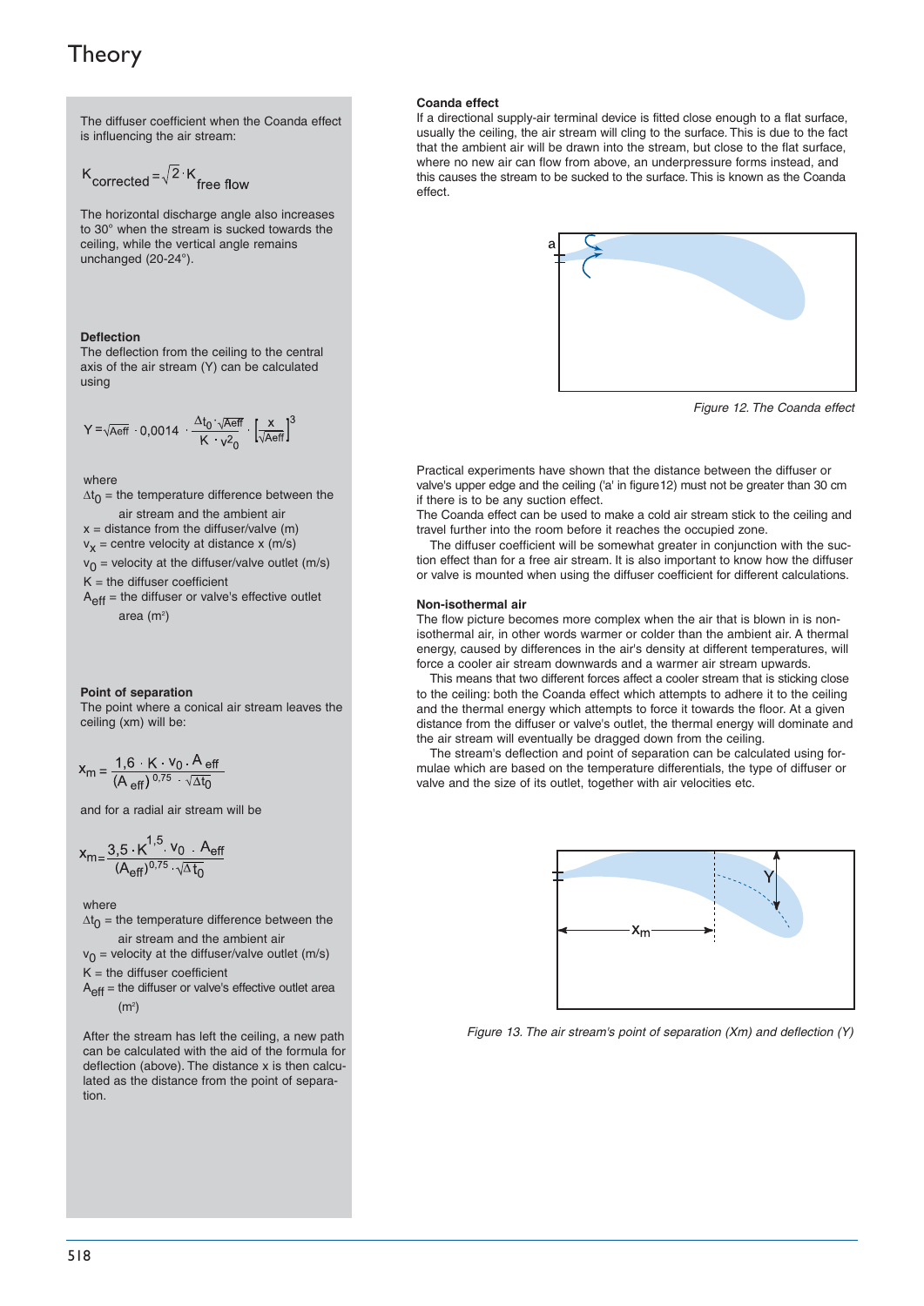# Theory

The diffuser coefficient when the Coanda effect is influencing the air stream:

$$K_{corrected} = \sqrt{2} \cdot K_{free\ flow}$$

The horizontal discharge angle also increases to 30° when the stream is sucked towards the ceiling, while the vertical angle remains unchanged (20-24°).

### Deflection

The deflection from the ceiling to the central axis of the air stream (Y) can be calculated using

$$Y = \sqrt{A_{eff}} \cdot 0{,}0014 \cdot \frac{\Delta t_0 \cdot \sqrt{A_{eff}}}{K \cdot v_0^2} \cdot \left[\frac{x}{\sqrt{A_{eff}}}\right]^3$$

where

$\Delta t_0$ = the temperature difference between the air stream and the ambient air

$x$ = distance from the diffuser/valve (m)

$v_x$ = centre velocity at distance x (m/s)

$v_0$ = velocity at the diffuser/valve outlet (m/s)

$K$ = the diffuser coefficient

$A_{eff}$ = the diffuser or valve's effective outlet area ($m^2$)

### Point of separation

The point where a conical air stream leaves the ceiling (xm) will be:

$$x_m = \frac{1{,}6 \cdot K \cdot v_0 \cdot A_{eff}}{(A_{eff})^{0{,}75} \cdot \sqrt{\Delta t_0}}$$

and for a radial air stream will be

$$x_m = \frac{3{,}5 \cdot K^{1{,}5} \cdot v_0 \cdot A_{eff}}{(A_{eff})^{0{,}75} \cdot \sqrt{\Delta t_0}}$$

where

$\Delta t_0$ = the temperature difference between the air stream and the ambient air

$v_0$ = velocity at the diffuser/valve outlet (m/s)

$K$ = the diffuser coefficient

$A_{eff}$ = the diffuser or valve's effective outlet area ($m^2$)

After the stream has left the ceiling, a new path can be calculated with the aid of the formula for deflection (above). The distance x is then calculated as the distance from the point of separation.

### Coanda effect

If a directional supply-air terminal device is fitted close enough to a flat surface, usually the ceiling, the air stream will cling to the surface. This is due to the fact that the ambient air will be drawn into the stream, but close to the flat surface, where no new air can flow from above, an underpressure forms instead, and this causes the stream to be sucked to the surface. This is known as the Coanda effect.

*Figure 12. The Coanda effect*

Practical experiments have shown that the distance between the diffuser or valve's upper edge and the ceiling ('a' in figure12) must not be greater than 30 cm if there is to be any suction effect.

The Coanda effect can be used to make a cold air stream stick to the ceiling and travel further into the room before it reaches the occupied zone.

The diffuser coefficient will be somewhat greater in conjunction with the suction effect than for a free air stream. It is also important to know how the diffuser or valve is mounted when using the diffuser coefficient for different calculations.

### Non-isothermal air

The flow picture becomes more complex when the air that is blown in is non-isothermal air, in other words warmer or colder than the ambient air. A thermal energy, caused by differences in the air's density at different temperatures, will force a cooler air stream downwards and a warmer air stream upwards.

This means that two different forces affect a cooler stream that is sticking close to the ceiling: both the Coanda effect which attempts to adhere it to the ceiling and the thermal energy which attempts to force it towards the floor. At a given distance from the diffuser or valve's outlet, the thermal energy will dominate and the air stream will eventually be dragged down from the ceiling.

The stream's deflection and point of separation can be calculated using formulae which are based on the temperature differentials, the type of diffuser or valve and the size of its outlet, together with air velocities etc.

*Figure 13. The air stream's point of separation (Xm) and deflection (Y)*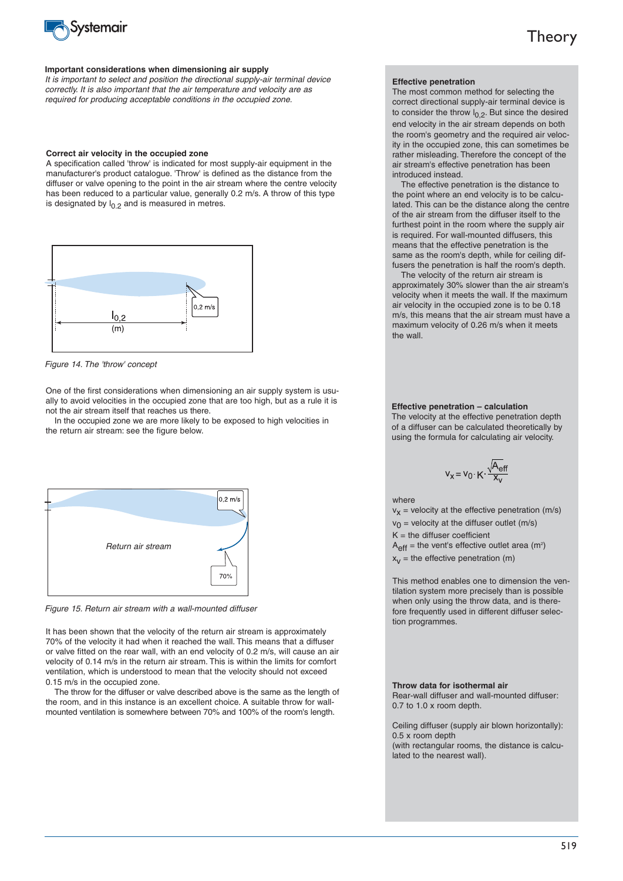## Important considerations when dimensioning air supply

*It is important to select and position the directional supply-air terminal device correctly. It is also important that the air temperature and velocity are as required for producing acceptable conditions in the occupied zone.*

### Correct air velocity in the occupied zone

A specification called 'throw' is indicated for most supply-air equipment in the manufacturer's product catalogue. 'Throw' is defined as the distance from the diffuser or valve opening to the point in the air stream where the centre velocity has been reduced to a particular value, generally 0.2 m/s. A throw of this type is designated by $l_{0,2}$ and is measured in metres.

*Figure 14. The 'throw' concept*

One of the first considerations when dimensioning an air supply system is usually to avoid velocities in the occupied zone that are too high, but as a rule it is not the air stream itself that reaches us there.

In the occupied zone we are more likely to be exposed to high velocities in the return air stream: see the figure below.

*Figure 15. Return air stream with a wall-mounted diffuser*

It has been shown that the velocity of the return air stream is approximately 70% of the velocity it had when it reached the wall. This means that a diffuser or valve fitted on the rear wall, with an end velocity of 0.2 m/s, will cause an air velocity of 0.14 m/s in the return air stream. This is within the limits for comfort ventilation, which is understood to mean that the velocity should not exceed 0.15 m/s in the occupied zone.

The throw for the diffuser or valve described above is the same as the length of the room, and in this instance is an excellent choice. A suitable throw for wall-mounted ventilation is somewhere between 70% and 100% of the room's length.

### Effective penetration

The most common method for selecting the correct directional supply-air terminal device is to consider the throw $l_{0,2}$. But since the desired end velocity in the air stream depends on both the room's geometry and the required air velocity in the occupied zone, this can sometimes be rather misleading. Therefore the concept of the air stream's effective penetration has been introduced instead.

The effective penetration is the distance to the point where an end velocity is to be calculated. This can be the distance along the centre of the air stream from the diffuser itself to the furthest point in the room where the supply air is required. For wall-mounted diffusers, this means that the effective penetration is the same as the room's depth, while for ceiling diffusers the penetration is half the room's depth.

The velocity of the return air stream is approximately 30% slower than the air stream's velocity when it meets the wall. If the maximum air velocity in the occupied zone is to be 0.18 m/s, this means that the air stream must have a maximum velocity of 0.26 m/s when it meets the wall.

### Effective penetration – calculation

The velocity at the effective penetration depth of a diffuser can be calculated theoretically by using the formula for calculating air velocity.

$$v_x = v_0 \cdot K \cdot \frac{\sqrt{A_{eff}}}{x_v}$$

where

$v_x$ = velocity at the effective penetration (m/s)
$v_0$ = velocity at the diffuser outlet (m/s)
K = the diffuser coefficient
$A_{eff}$ = the vent's effective outlet area (m²)
$x_v$ = the effective penetration (m)

This method enables one to dimension the ventilation system more precisely than is possible when only using the throw data, and is therefore frequently used in different diffuser selection programmes.

### Throw data for isothermal air

Rear-wall diffuser and wall-mounted diffuser: 0.7 to 1.0 x room depth.

Ceiling diffuser (supply air blown horizontally): 0.5 x room depth
(with rectangular rooms, the distance is calculated to the nearest wall).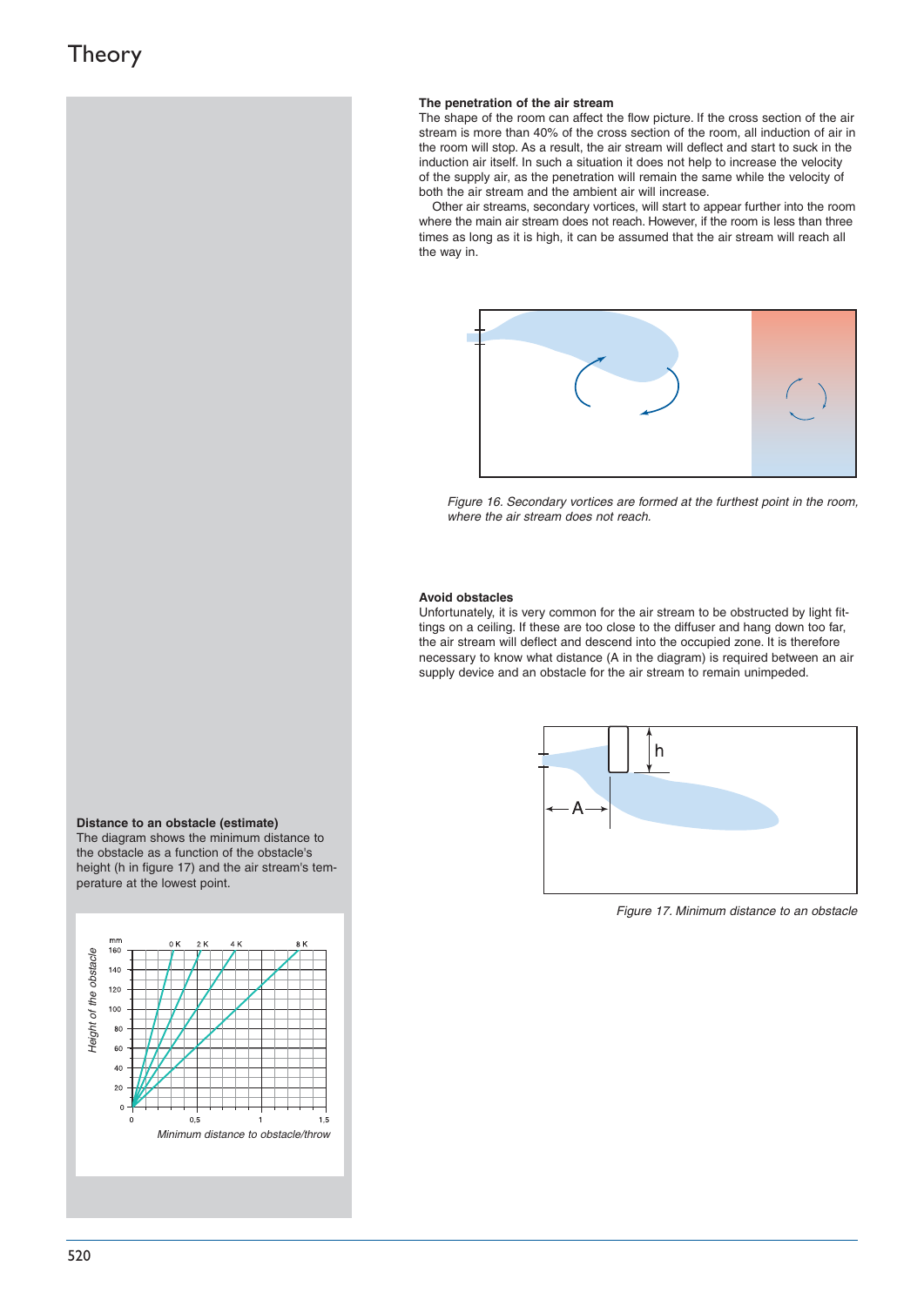# Theory

### The penetration of the air stream

The shape of the room can affect the flow picture. If the cross section of the air stream is more than 40% of the cross section of the room, all induction of air in the room will stop. As a result, the air stream will deflect and start to suck in the induction air itself. In such a situation it does not help to increase the velocity of the supply air, as the penetration will remain the same while the velocity of both the air stream and the ambient air will increase.

Other air streams, secondary vortices, will start to appear further into the room where the main air stream does not reach. However, if the room is less than three times as long as it is high, it can be assumed that the air stream will reach all the way in.

*Figure 16. Secondary vortices are formed at the furthest point in the room, where the air stream does not reach.*

### Avoid obstacles

Unfortunately, it is very common for the air stream to be obstructed by light fittings on a ceiling. If these are too close to the diffuser and hang down too far, the air stream will deflect and descend into the occupied zone. It is therefore necessary to know what distance (A in the diagram) is required between an air supply device and an obstacle for the air stream to remain unimpeded.

*Figure 17. Minimum distance to an obstacle*

### Distance to an obstacle (estimate)

The diagram shows the minimum distance to the obstacle as a function of the obstacle's height (h in figure 17) and the air stream's temperature at the lowest point.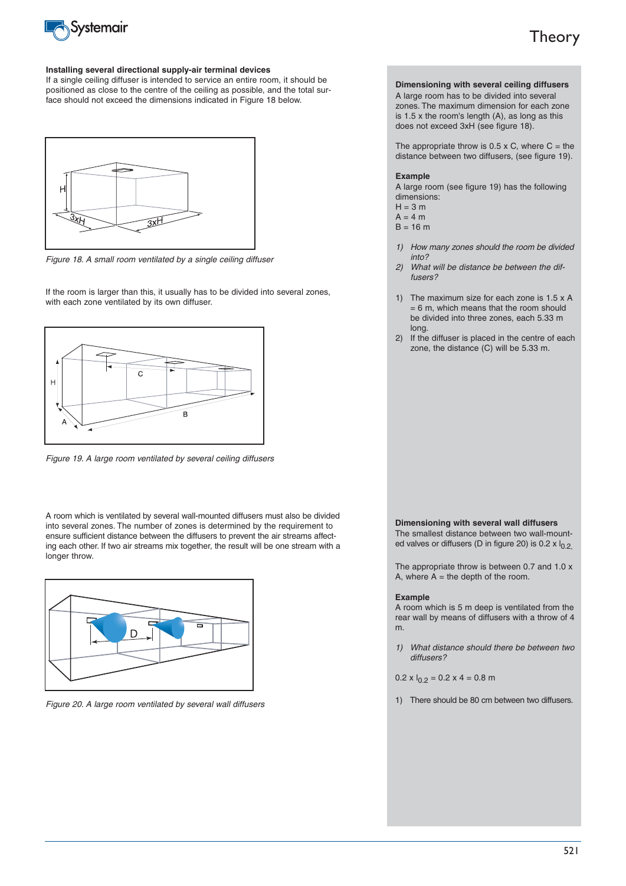### Installing several directional supply-air terminal devices

If a single ceiling diffuser is intended to service an entire room, it should be positioned as close to the centre of the ceiling as possible, and the total surface should not exceed the dimensions indicated in Figure 18 below.

*Figure 18. A small room ventilated by a single ceiling diffuser*

If the room is larger than this, it usually has to be divided into several zones, with each zone ventilated by its own diffuser.

*Figure 19. A large room ventilated by several ceiling diffusers*

A room which is ventilated by several wall-mounted diffusers must also be divided into several zones. The number of zones is determined by the requirement to ensure sufficient distance between the diffusers to prevent the air streams affecting each other. If two air streams mix together, the result will be one stream with a longer throw.

*Figure 20. A large room ventilated by several wall diffusers*

### Dimensioning with several ceiling diffusers

A large room has to be divided into several zones. The maximum dimension for each zone is 1.5 x the room's length (A), as long as this does not exceed 3xH (see figure 18).

The appropriate throw is 0.5 x C, where C = the distance between two diffusers, (see figure 19).

**Example**

A large room (see figure 19) has the following dimensions:

H = 3 m
A = 4 m
B = 16 m

1) *How many zones should the room be divided into?*
2) *What will be distance be between the diffusers?*

1) The maximum size for each zone is 1.5 x A = 6 m, which means that the room should be divided into three zones, each 5.33 m long.
2) If the diffuser is placed in the centre of each zone, the distance (C) will be 5.33 m.

### Dimensioning with several wall diffusers

The smallest distance between two wall-mounted valves or diffusers (D in figure 20) is 0.2 x $l_{0.2}$.

The appropriate throw is between 0.7 and 1.0 x A, where A = the depth of the room.

**Example**

A room which is 5 m deep is ventilated from the rear wall by means of diffusers with a throw of 4 m.

1) *What distance should there be between two diffusers?*

$0.2 \times l_{0.2} = 0.2 \times 4 = 0.8$ m

1) There should be 80 cm between two diffusers.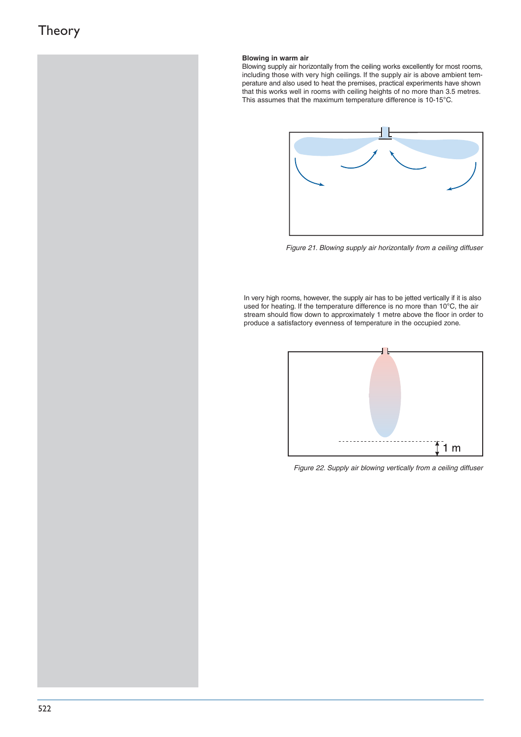### Blowing in warm air

Blowing supply air horizontally from the ceiling works excellently for most rooms, including those with very high ceilings. If the supply air is above ambient temperature and also used to heat the premises, practical experiments have shown that this works well in rooms with ceiling heights of no more than 3.5 metres. This assumes that the maximum temperature difference is 10-15°C.

*Figure 21. Blowing supply air horizontally from a ceiling diffuser*

In very high rooms, however, the supply air has to be jetted vertically if it is also used for heating. If the temperature difference is no more than 10°C, the air stream should flow down to approximately 1 metre above the floor in order to produce a satisfactory evenness of temperature in the occupied zone.

1 m

*Figure 22. Supply air blowing vertically from a ceiling diffuser*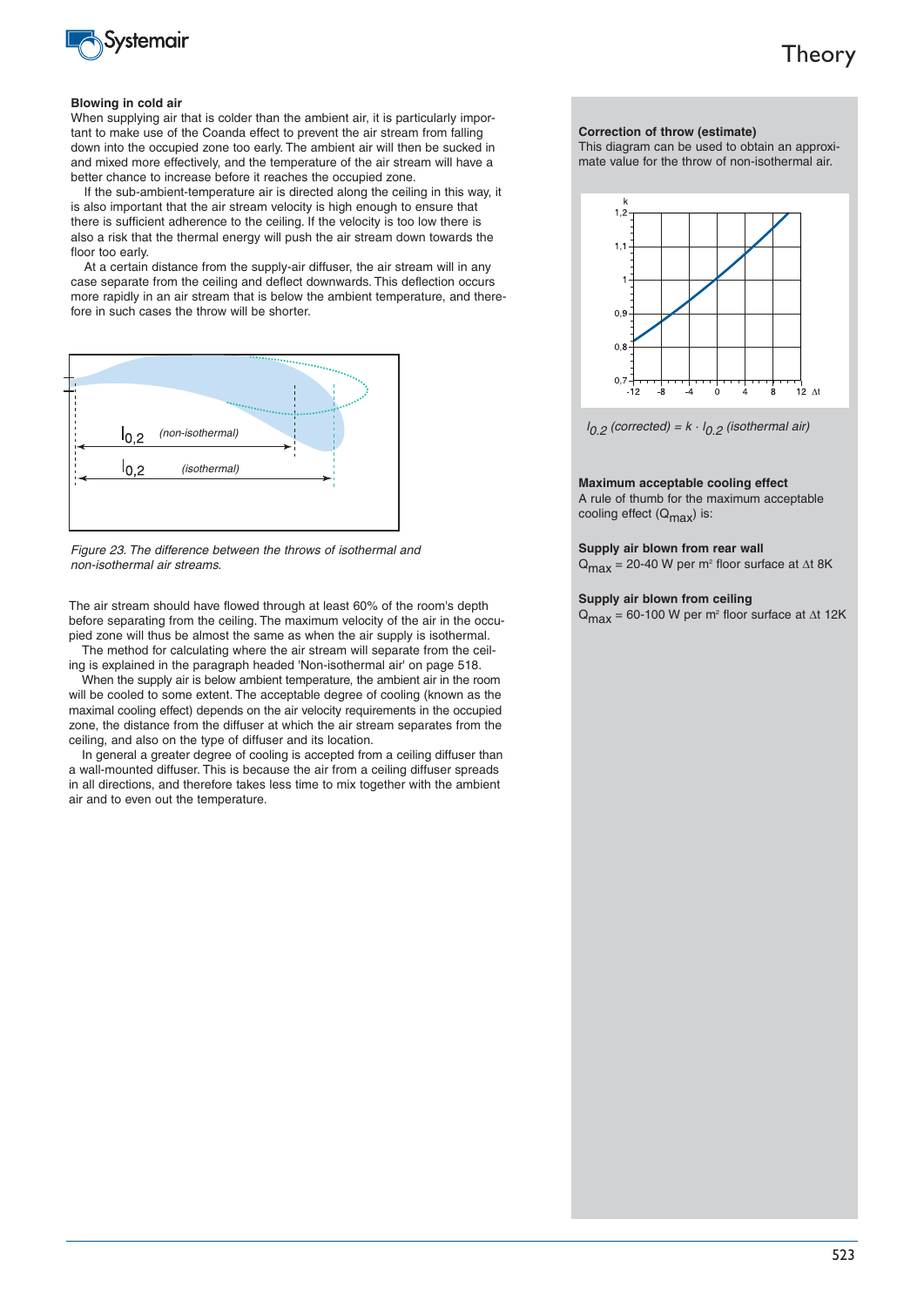**Blowing in cold air**

When supplying air that is colder than the ambient air, it is particularly important to make use of the Coanda effect to prevent the air stream from falling down into the occupied zone too early. The ambient air will then be sucked in and mixed more effectively, and the temperature of the air stream will have a better chance to increase before it reaches the occupied zone.

If the sub-ambient-temperature air is directed along the ceiling in this way, it is also important that the air stream velocity is high enough to ensure that there is sufficient adherence to the ceiling. If the velocity is too low there is also a risk that the thermal energy will push the air stream down towards the floor too early.

At a certain distance from the supply-air diffuser, the air stream will in any case separate from the ceiling and deflect downwards. This deflection occurs more rapidly in an air stream that is below the ambient temperature, and therefore in such cases the throw will be shorter.

$l_{0,2}$ (non-isothermal)

$l_{0,2}$ (isothermal)

*Figure 23. The difference between the throws of isothermal and non-isothermal air streams.*

The air stream should have flowed through at least 60% of the room's depth before separating from the ceiling. The maximum velocity of the air in the occupied zone will thus be almost the same as when the air supply is isothermal.

The method for calculating where the air stream will separate from the ceiling is explained in the paragraph headed 'Non-isothermal air' on page 518.

When the supply air is below ambient temperature, the ambient air in the room will be cooled to some extent. The acceptable degree of cooling (known as the maximal cooling effect) depends on the air velocity requirements in the occupied zone, the distance from the diffuser at which the air stream separates from the ceiling, and also on the type of diffuser and its location.

In general a greater degree of cooling is accepted from a ceiling diffuser than a wall-mounted diffuser. This is because the air from a ceiling diffuser spreads in all directions, and therefore takes less time to mix together with the ambient air and to even out the temperature.

**Correction of throw (estimate)**

This diagram can be used to obtain an approximate value for the throw of non-isothermal air.

*(Diagram: k (0,7 – 1,2) versus Δt (-12 to 12))*

$l_{0.2}$ *(corrected)* $= k \cdot l_{0.2}$ *(isothermal air)*

**Maximum acceptable cooling effect**

A rule of thumb for the maximum acceptable cooling effect ($Q_{max}$) is:

**Supply air blown from rear wall**

$Q_{max}$ = 20-40 W per m² floor surface at Δt 8K

**Supply air blown from ceiling**

$Q_{max}$ = 60-100 W per m² floor surface at Δt 12K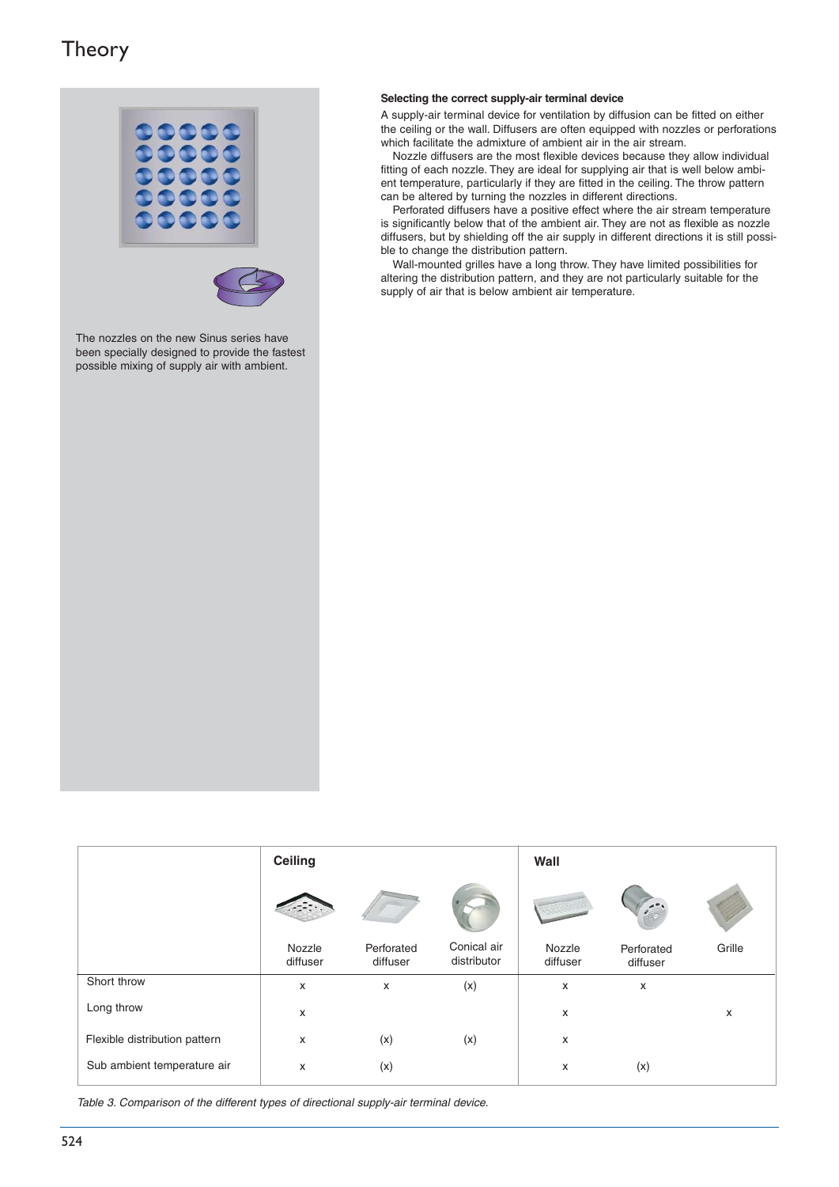# Theory

The nozzles on the new Sinus series have been specially designed to provide the fastest possible mixing of supply air with ambient.

**Selecting the correct supply-air terminal device**

A supply-air terminal device for ventilation by diffusion can be fitted on either the ceiling or the wall. Diffusers are often equipped with nozzles or perforations which facilitate the admixture of ambient air in the air stream.

Nozzle diffusers are the most flexible devices because they allow individual fitting of each nozzle. They are ideal for supplying air that is well below ambient temperature, particularly if they are fitted in the ceiling. The throw pattern can be altered by turning the nozzles in different directions.

Perforated diffusers have a positive effect where the air stream temperature is significantly below that of the ambient air. They are not as flexible as nozzle diffusers, but by shielding off the air supply in different directions it is still possible to change the distribution pattern.

Wall-mounted grilles have a long throw. They have limited possibilities for altering the distribution pattern, and they are not particularly suitable for the supply of air that is below ambient air temperature.

| | Ceiling | | | Wall | | |
|---|---|---|---|---|---|---|
| | Nozzle diffuser | Perforated diffuser | Conical air distributor | Nozzle diffuser | Perforated diffuser | Grille |
| Short throw | x | x | (x) | x | x | |
| Long throw | x | | | x | | x |
| Flexible distribution pattern | x | (x) | (x) | x | | |
| Sub ambient temperature air | x | (x) | | x | (x) | |

*Table 3. Comparison of the different types of directional supply-air terminal device.*